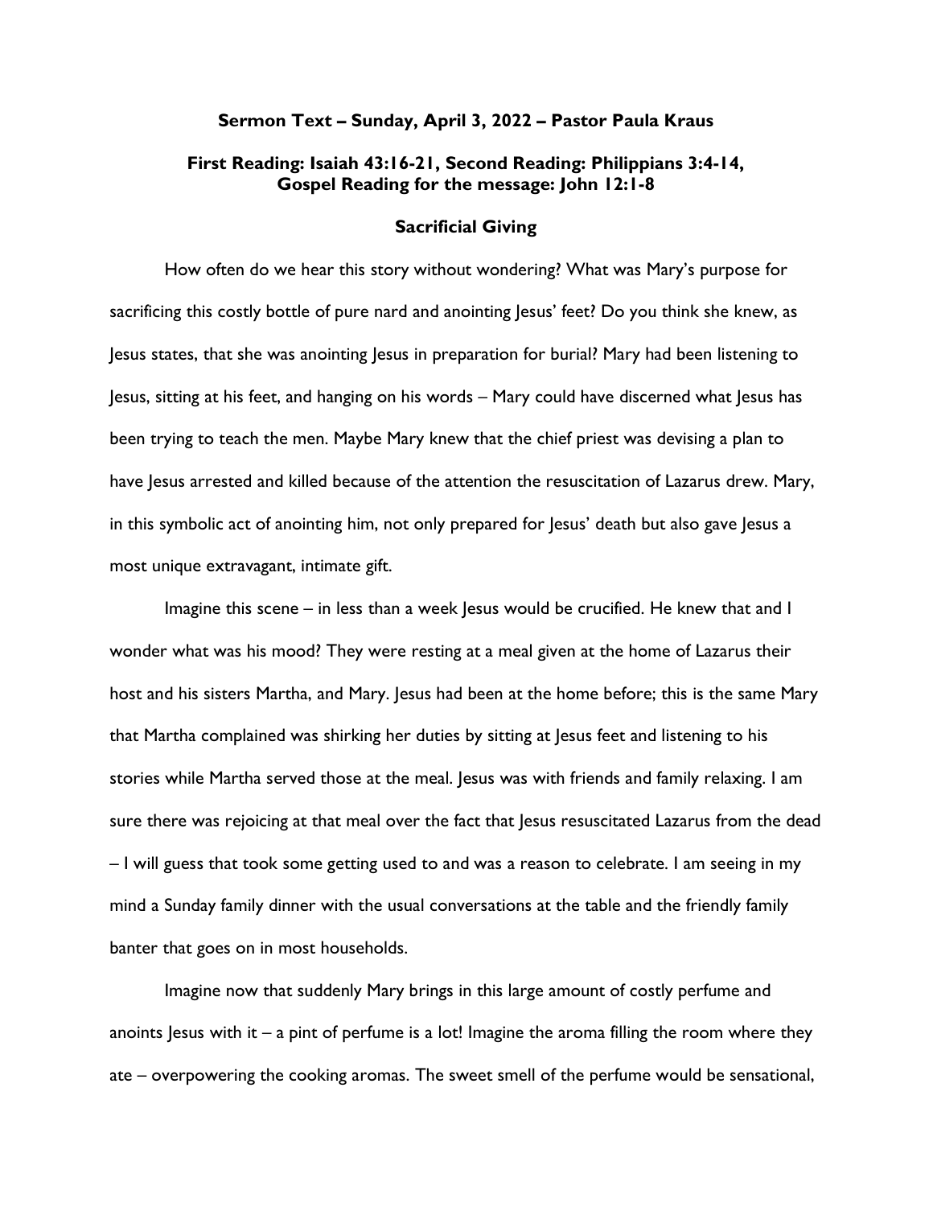**Sermon Text – Sunday, April 3, 2022 – Pastor Paula Kraus**

**First Reading: Isaiah 43:16-21, Second Reading: Philippians 3:4-14, Gospel Reading for the message: John 12:1-8**

## Sacrificial Giving

How often do we hear this story without wondering? What was Mary's purpose for sacrificing this costly bottle of pure nard and anointing Jesus' feet? Do you think she knew, as Jesus states, that she was anointing Jesus in preparation for burial? Mary had been listening to Jesus, sitting at his feet, and hanging on his words – Mary could have discerned what Jesus has been trying to teach the men. Maybe Mary knew that the chief priest was devising a plan to have Jesus arrested and killed because of the attention the resuscitation of Lazarus drew. Mary, in this symbolic act of anointing him, not only prepared for Jesus' death but also gave Jesus a most unique extravagant, intimate gift.

Imagine this scene – in less than a week Jesus would be crucified. He knew that and I wonder what was his mood? They were resting at a meal given at the home of Lazarus their host and his sisters Martha, and Mary. Jesus had been at the home before; this is the same Mary that Martha complained was shirking her duties by sitting at Jesus feet and listening to his stories while Martha served those at the meal. Jesus was with friends and family relaxing. I am sure there was rejoicing at that meal over the fact that Jesus resuscitated Lazarus from the dead – I will guess that took some getting used to and was a reason to celebrate. I am seeing in my mind a Sunday family dinner with the usual conversations at the table and the friendly family banter that goes on in most households.

Imagine now that suddenly Mary brings in this large amount of costly perfume and anoints Jesus with it – a pint of perfume is a lot! Imagine the aroma filling the room where they ate – overpowering the cooking aromas. The sweet smell of the perfume would be sensational,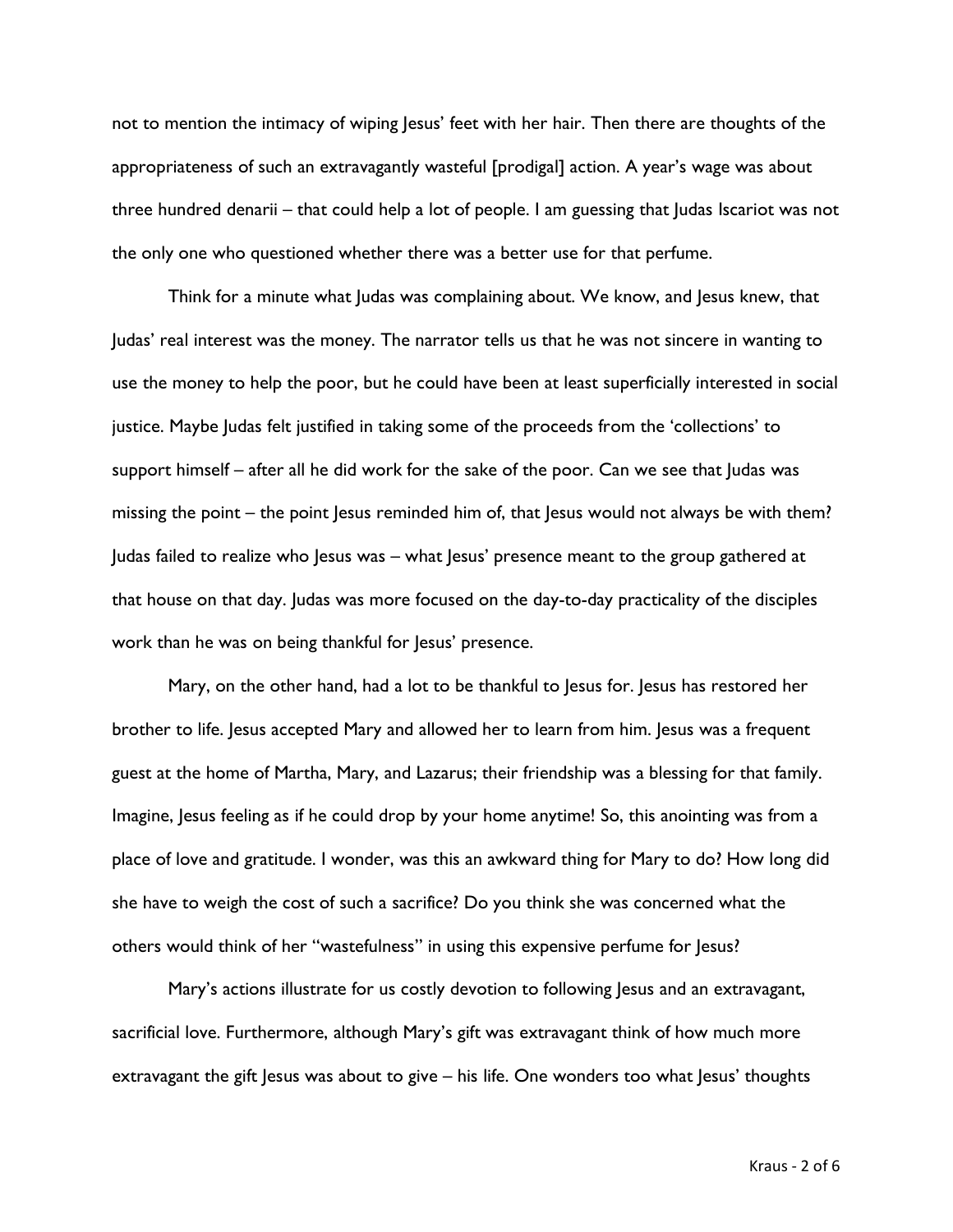not to mention the intimacy of wiping Jesus' feet with her hair. Then there are thoughts of the appropriateness of such an extravagantly wasteful [prodigal] action. A year's wage was about three hundred denarii – that could help a lot of people. I am guessing that Judas Iscariot was not the only one who questioned whether there was a better use for that perfume.

Think for a minute what Judas was complaining about. We know, and Jesus knew, that Judas' real interest was the money. The narrator tells us that he was not sincere in wanting to use the money to help the poor, but he could have been at least superficially interested in social justice. Maybe Judas felt justified in taking some of the proceeds from the 'collections' to support himself – after all he did work for the sake of the poor. Can we see that Judas was missing the point – the point Jesus reminded him of, that Jesus would not always be with them? Judas failed to realize who Jesus was – what Jesus' presence meant to the group gathered at that house on that day. Judas was more focused on the day-to-day practicality of the disciples work than he was on being thankful for Jesus' presence.

Mary, on the other hand, had a lot to be thankful to Jesus for. Jesus has restored her brother to life. Jesus accepted Mary and allowed her to learn from him. Jesus was a frequent guest at the home of Martha, Mary, and Lazarus; their friendship was a blessing for that family. Imagine, Jesus feeling as if he could drop by your home anytime! So, this anointing was from a place of love and gratitude. I wonder, was this an awkward thing for Mary to do? How long did she have to weigh the cost of such a sacrifice? Do you think she was concerned what the others would think of her "wastefulness" in using this expensive perfume for Jesus?

Mary's actions illustrate for us costly devotion to following Jesus and an extravagant, sacrificial love. Furthermore, although Mary's gift was extravagant think of how much more extravagant the gift Jesus was about to give – his life. One wonders too what Jesus' thoughts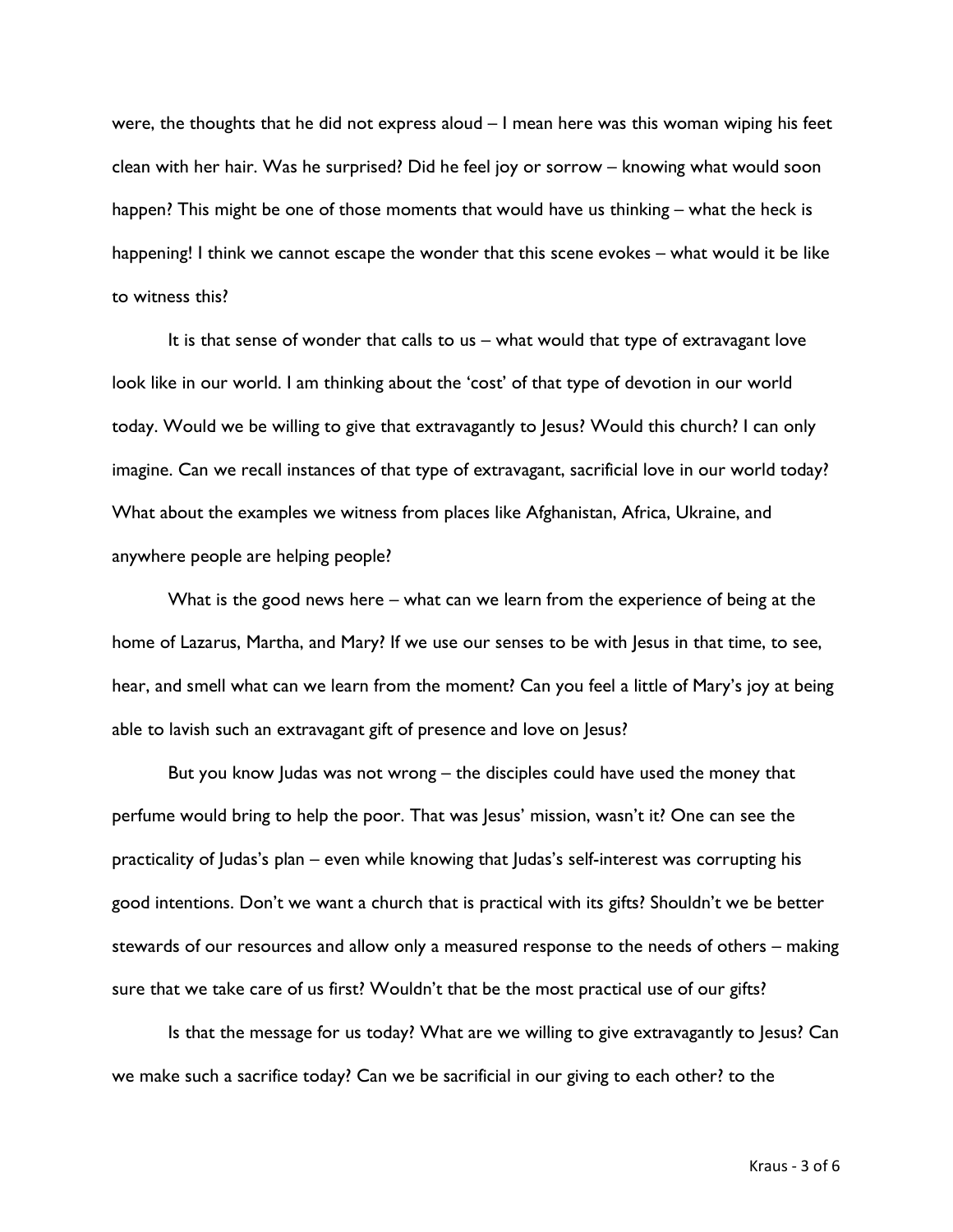were, the thoughts that he did not express aloud – I mean here was this woman wiping his feet clean with her hair. Was he surprised? Did he feel joy or sorrow – knowing what would soon happen? This might be one of those moments that would have us thinking – what the heck is happening! I think we cannot escape the wonder that this scene evokes – what would it be like to witness this?

It is that sense of wonder that calls to us – what would that type of extravagant love look like in our world. I am thinking about the 'cost' of that type of devotion in our world today. Would we be willing to give that extravagantly to Jesus? Would this church? I can only imagine. Can we recall instances of that type of extravagant, sacrificial love in our world today? What about the examples we witness from places like Afghanistan, Africa, Ukraine, and anywhere people are helping people?

What is the good news here – what can we learn from the experience of being at the home of Lazarus, Martha, and Mary? If we use our senses to be with Jesus in that time, to see, hear, and smell what can we learn from the moment? Can you feel a little of Mary's joy at being able to lavish such an extravagant gift of presence and love on Jesus?

But you know Judas was not wrong – the disciples could have used the money that perfume would bring to help the poor. That was Jesus' mission, wasn't it? One can see the practicality of Judas's plan – even while knowing that Judas's self-interest was corrupting his good intentions. Don't we want a church that is practical with its gifts? Shouldn't we be better stewards of our resources and allow only a measured response to the needs of others – making sure that we take care of us first? Wouldn't that be the most practical use of our gifts?

Is that the message for us today? What are we willing to give extravagantly to Jesus? Can we make such a sacrifice today? Can we be sacrificial in our giving to each other? to the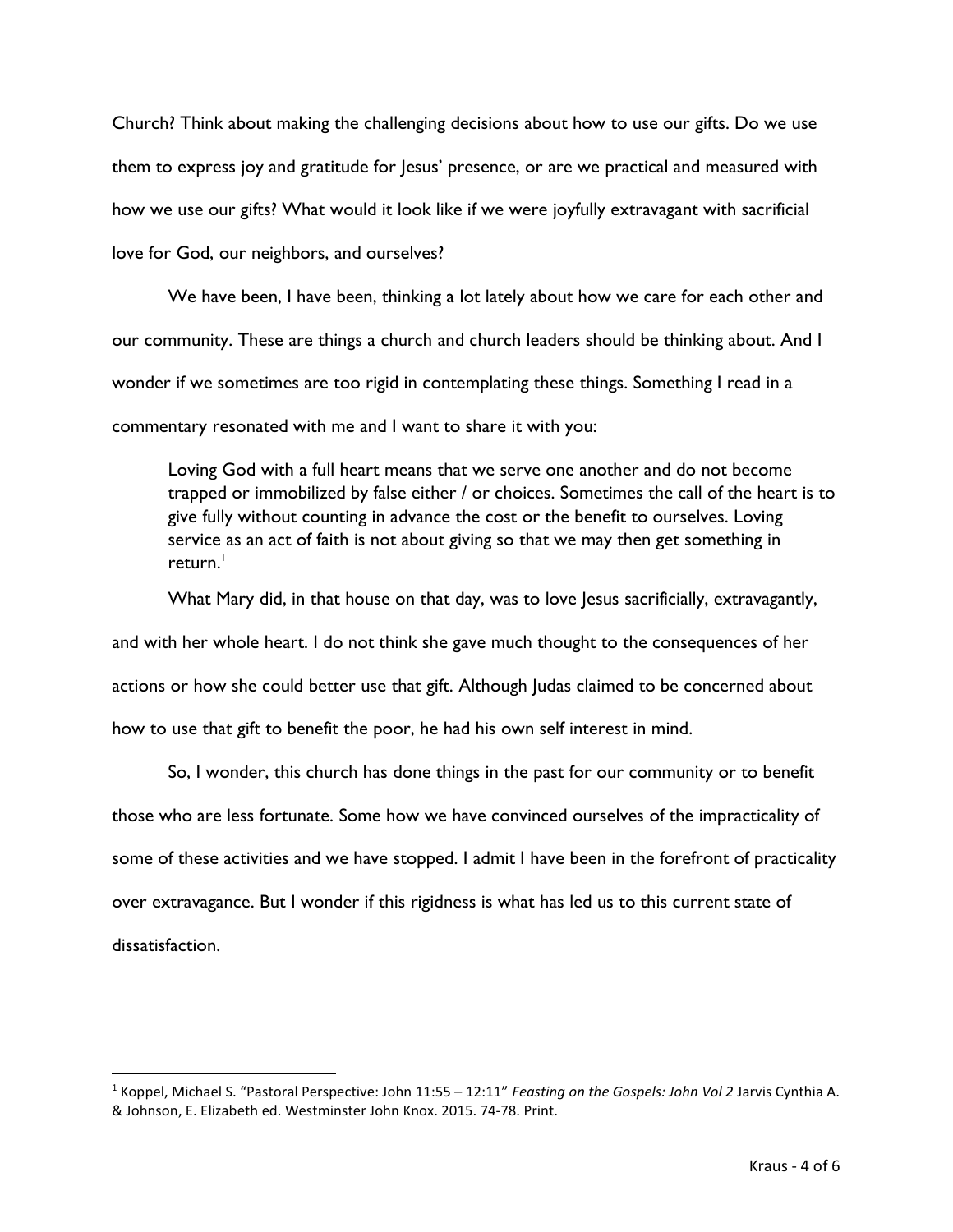Church? Think about making the challenging decisions about how to use our gifts. Do we use them to express joy and gratitude for Jesus' presence, or are we practical and measured with how we use our gifts? What would it look like if we were joyfully extravagant with sacrificial love for God, our neighbors, and ourselves?

We have been, I have been, thinking a lot lately about how we care for each other and our community. These are things a church and church leaders should be thinking about. And I wonder if we sometimes are too rigid in contemplating these things. Something I read in a commentary resonated with me and I want to share it with you:

> Loving God with a full heart means that we serve one another and do not become trapped or immobilized by false either / or choices. Sometimes the call of the heart is to give fully without counting in advance the cost or the benefit to ourselves. Loving service as an act of faith is not about giving so that we may then get something in return.[1]

What Mary did, in that house on that day, was to love Jesus sacrificially, extravagantly, and with her whole heart. I do not think she gave much thought to the consequences of her actions or how she could better use that gift. Although Judas claimed to be concerned about how to use that gift to benefit the poor, he had his own self interest in mind.

So, I wonder, this church has done things in the past for our community or to benefit those who are less fortunate. Some how we have convinced ourselves of the impracticality of some of these activities and we have stopped. I admit I have been in the forefront of practicality over extravagance. But I wonder if this rigidness is what has led us to this current state of dissatisfaction.

---

[1] Koppel, Michael S. "Pastoral Perspective: John 11:55 – 12:11" *Feasting on the Gospels: John Vol 2* Jarvis Cynthia A. & Johnson, E. Elizabeth ed. Westminster John Knox. 2015. 74-78. Print.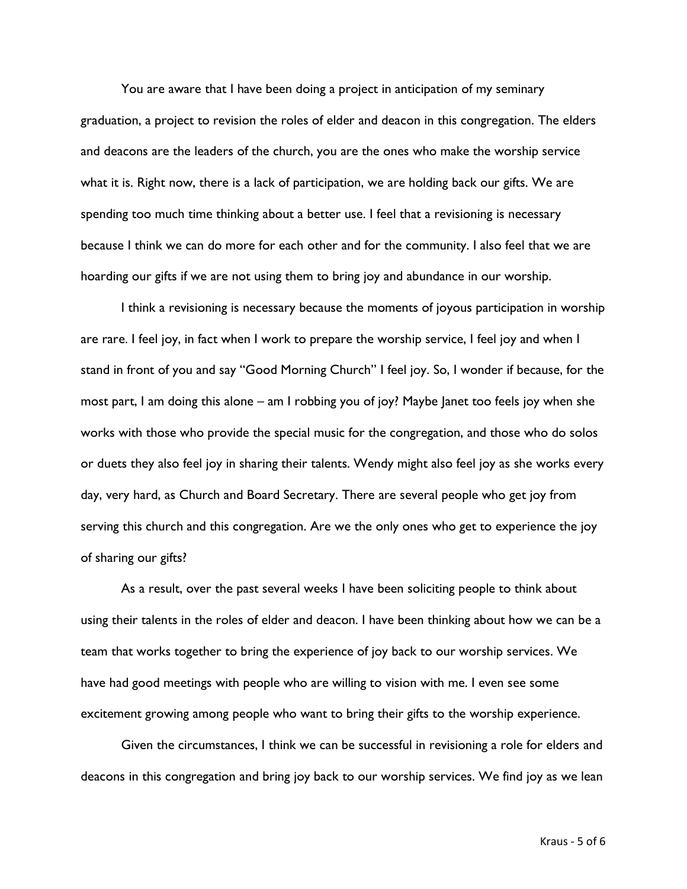You are aware that I have been doing a project in anticipation of my seminary graduation, a project to revision the roles of elder and deacon in this congregation. The elders and deacons are the leaders of the church, you are the ones who make the worship service what it is. Right now, there is a lack of participation, we are holding back our gifts. We are spending too much time thinking about a better use. I feel that a revisioning is necessary because I think we can do more for each other and for the community. I also feel that we are hoarding our gifts if we are not using them to bring joy and abundance in our worship.

I think a revisioning is necessary because the moments of joyous participation in worship are rare. I feel joy, in fact when I work to prepare the worship service, I feel joy and when I stand in front of you and say "Good Morning Church" I feel joy. So, I wonder if because, for the most part, I am doing this alone – am I robbing you of joy? Maybe Janet too feels joy when she works with those who provide the special music for the congregation, and those who do solos or duets they also feel joy in sharing their talents. Wendy might also feel joy as she works every day, very hard, as Church and Board Secretary. There are several people who get joy from serving this church and this congregation. Are we the only ones who get to experience the joy of sharing our gifts?

As a result, over the past several weeks I have been soliciting people to think about using their talents in the roles of elder and deacon. I have been thinking about how we can be a team that works together to bring the experience of joy back to our worship services. We have had good meetings with people who are willing to vision with me. I even see some excitement growing among people who want to bring their gifts to the worship experience.

Given the circumstances, I think we can be successful in revisioning a role for elders and deacons in this congregation and bring joy back to our worship services. We find joy as we lean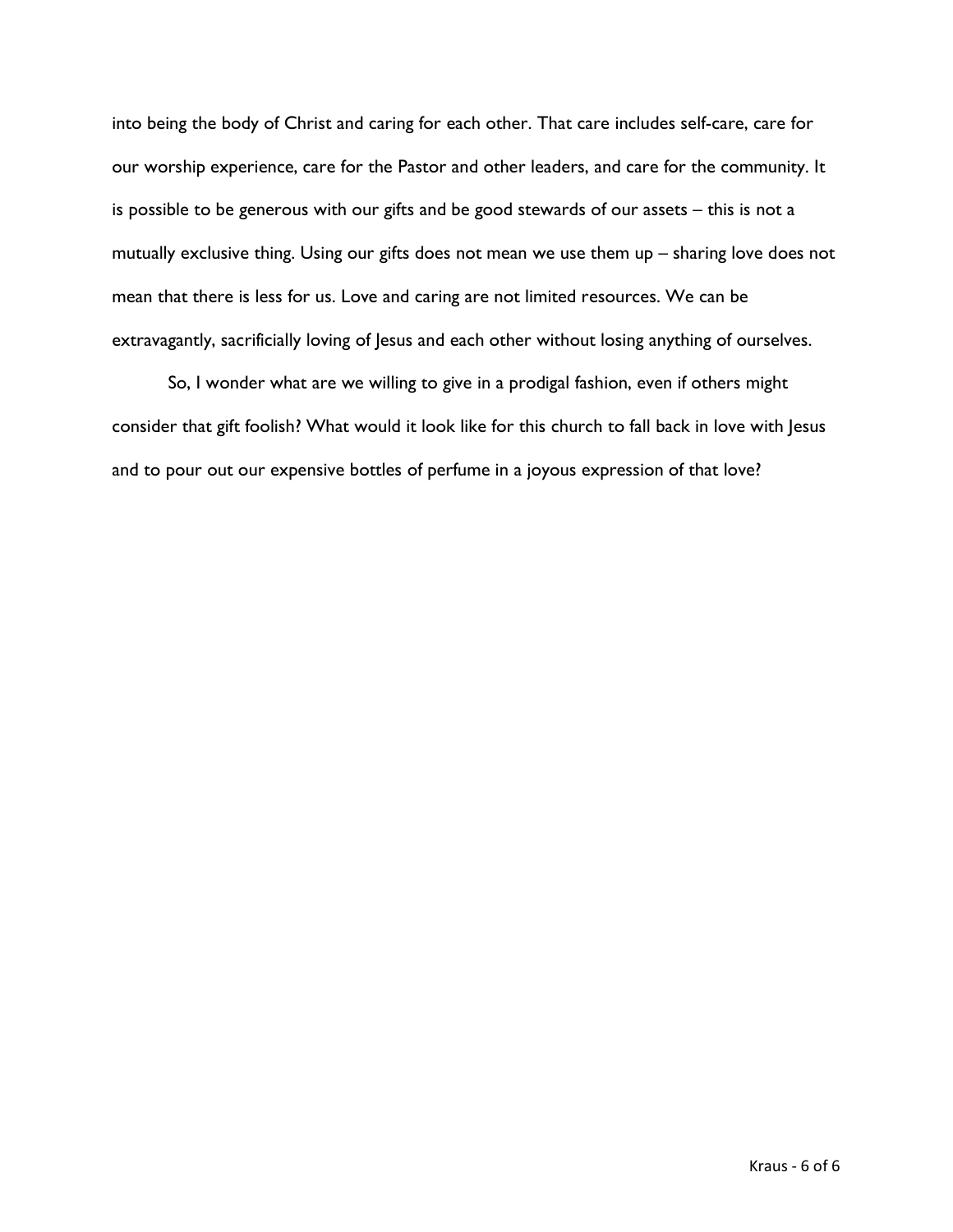into being the body of Christ and caring for each other. That care includes self-care, care for our worship experience, care for the Pastor and other leaders, and care for the community. It is possible to be generous with our gifts and be good stewards of our assets – this is not a mutually exclusive thing. Using our gifts does not mean we use them up – sharing love does not mean that there is less for us. Love and caring are not limited resources. We can be extravagantly, sacrificially loving of Jesus and each other without losing anything of ourselves.

So, I wonder what are we willing to give in a prodigal fashion, even if others might consider that gift foolish? What would it look like for this church to fall back in love with Jesus and to pour out our expensive bottles of perfume in a joyous expression of that love?